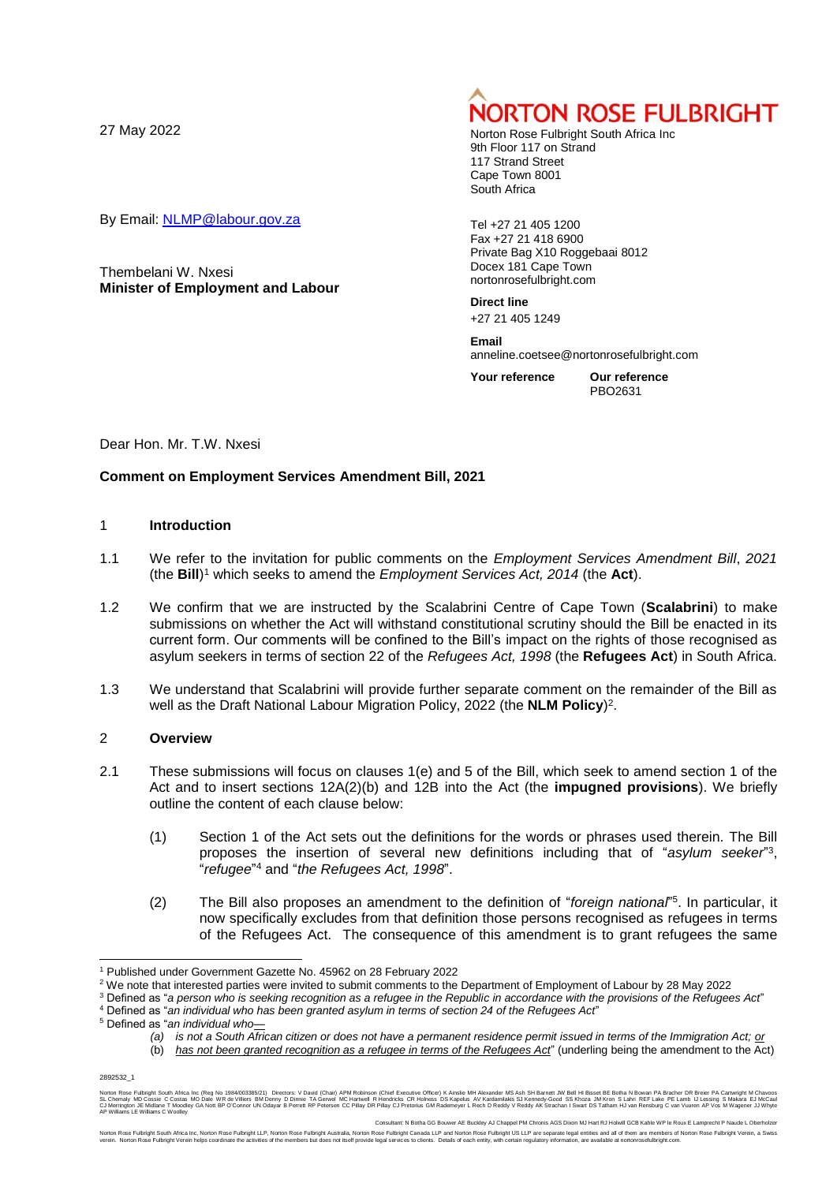27 May 2022

**NORTON ROSE FULBRIGHT**

Norton Rose Fulbright South Africa Inc
9th Floor 117 on Strand
117 Strand Street
Cape Town 8001
South Africa

Tel +27 21 405 1200
Fax +27 21 418 6900
Private Bag X10 Roggebaai 8012
Docex 181 Cape Town
nortonrosefulbright.com

**Direct line**
+27 21 405 1249

**Email**
anneline.coetsee@nortonrosefulbright.com

**Your reference** **Our reference**
PBO2631

By Email: NLMP@labour.gov.za

Thembelani W. Nxesi
**Minister of Employment and Labour**

Dear Hon. Mr. T.W. Nxesi

**Comment on Employment Services Amendment Bill, 2021**

## 1 Introduction

1.1 We refer to the invitation for public comments on the *Employment Services Amendment Bill*, *2021* (the **Bill**)[1] which seeks to amend the *Employment Services Act, 2014* (the **Act**).

1.2 We confirm that we are instructed by the Scalabrini Centre of Cape Town (**Scalabrini**) to make submissions on whether the Act will withstand constitutional scrutiny should the Bill be enacted in its current form. Our comments will be confined to the Bill's impact on the rights of those recognised as asylum seekers in terms of section 22 of the *Refugees Act, 1998* (the **Refugees Act**) in South Africa.

1.3 We understand that Scalabrini will provide further separate comment on the remainder of the Bill as well as the Draft National Labour Migration Policy, 2022 (the **NLM Policy**)[2].

## 2 Overview

2.1 These submissions will focus on clauses 1(e) and 5 of the Bill, which seek to amend section 1 of the Act and to insert sections 12A(2)(b) and 12B into the Act (the **impugned provisions**). We briefly outline the content of each clause below:

(1) Section 1 of the Act sets out the definitions for the words or phrases used therein. The Bill proposes the insertion of several new definitions including that of "*asylum seeker*"[3], "*refugee*"[4] and "*the Refugees Act, 1998*".

(2) The Bill also proposes an amendment to the definition of "*foreign national*"[5]. In particular, it now specifically excludes from that definition those persons recognised as refugees in terms of the Refugees Act. The consequence of this amendment is to grant refugees the same

---

[1] Published under Government Gazette No. 45962 on 28 February 2022

[2] We note that interested parties were invited to submit comments to the Department of Employment of Labour by 28 May 2022

[3] Defined as "*a person who is seeking recognition as a refugee in the Republic in accordance with the provisions of the Refugees Act*"

[4] Defined as "*an individual who has been granted asylum in terms of section 24 of the Refugees Act*"

[5] Defined as "*an individual who—*

*(a) is not a South African citizen or does not have a permanent residence permit issued in terms of the Immigration Act;* <u>*or*</u>

(b) <u>*has not been granted recognition as a refugee in terms of the Refugees Act*</u>" (underling being the amendment to the Act)

2892532_1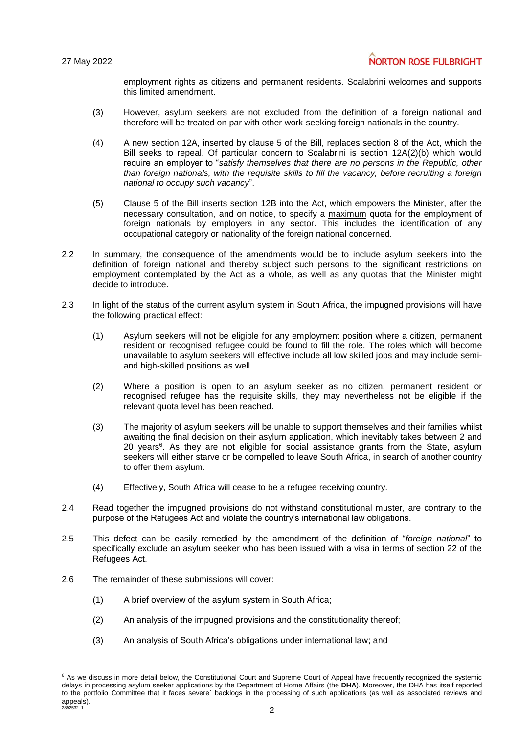employment rights as citizens and permanent residents. Scalabrini welcomes and supports this limited amendment.

(3) However, asylum seekers are <u>not</u> excluded from the definition of a foreign national and therefore will be treated on par with other work-seeking foreign nationals in the country.

(4) A new section 12A, inserted by clause 5 of the Bill, replaces section 8 of the Act, which the Bill seeks to repeal. Of particular concern to Scalabrini is section 12A(2)(b) which would require an employer to "*satisfy themselves that there are no persons in the Republic, other than foreign nationals, with the requisite skills to fill the vacancy, before recruiting a foreign national to occupy such vacancy*".

(5) Clause 5 of the Bill inserts section 12B into the Act, which empowers the Minister, after the necessary consultation, and on notice, to specify a <u>maximum</u> quota for the employment of foreign nationals by employers in any sector. This includes the identification of any occupational category or nationality of the foreign national concerned.

2.2 In summary, the consequence of the amendments would be to include asylum seekers into the definition of foreign national and thereby subject such persons to the significant restrictions on employment contemplated by the Act as a whole, as well as any quotas that the Minister might decide to introduce.

2.3 In light of the status of the current asylum system in South Africa, the impugned provisions will have the following practical effect:

(1) Asylum seekers will not be eligible for any employment position where a citizen, permanent resident or recognised refugee could be found to fill the role. The roles which will become unavailable to asylum seekers will effective include all low skilled jobs and may include semi- and high-skilled positions as well.

(2) Where a position is open to an asylum seeker as no citizen, permanent resident or recognised refugee has the requisite skills, they may nevertheless not be eligible if the relevant quota level has been reached.

(3) The majority of asylum seekers will be unable to support themselves and their families whilst awaiting the final decision on their asylum application, which inevitably takes between 2 and 20 years[6]. As they are not eligible for social assistance grants from the State, asylum seekers will either starve or be compelled to leave South Africa, in search of another country to offer them asylum.

(4) Effectively, South Africa will cease to be a refugee receiving country.

2.4 Read together the impugned provisions do not withstand constitutional muster, are contrary to the purpose of the Refugees Act and violate the country's international law obligations.

2.5 This defect can be easily remedied by the amendment of the definition of "*foreign national*" to specifically exclude an asylum seeker who has been issued with a visa in terms of section 22 of the Refugees Act.

2.6 The remainder of these submissions will cover:

(1) A brief overview of the asylum system in South Africa;

(2) An analysis of the impugned provisions and the constitutionality thereof;

(3) An analysis of South Africa's obligations under international law; and

---

[6] As we discuss in more detail below, the Constitutional Court and Supreme Court of Appeal have frequently recognized the systemic delays in processing asylum seeker applications by the Department of Home Affairs (the **DHA**). Moreover, the DHA has itself reported to the portfolio Committee that it faces severe` backlogs in the processing of such applications (as well as associated reviews and appeals).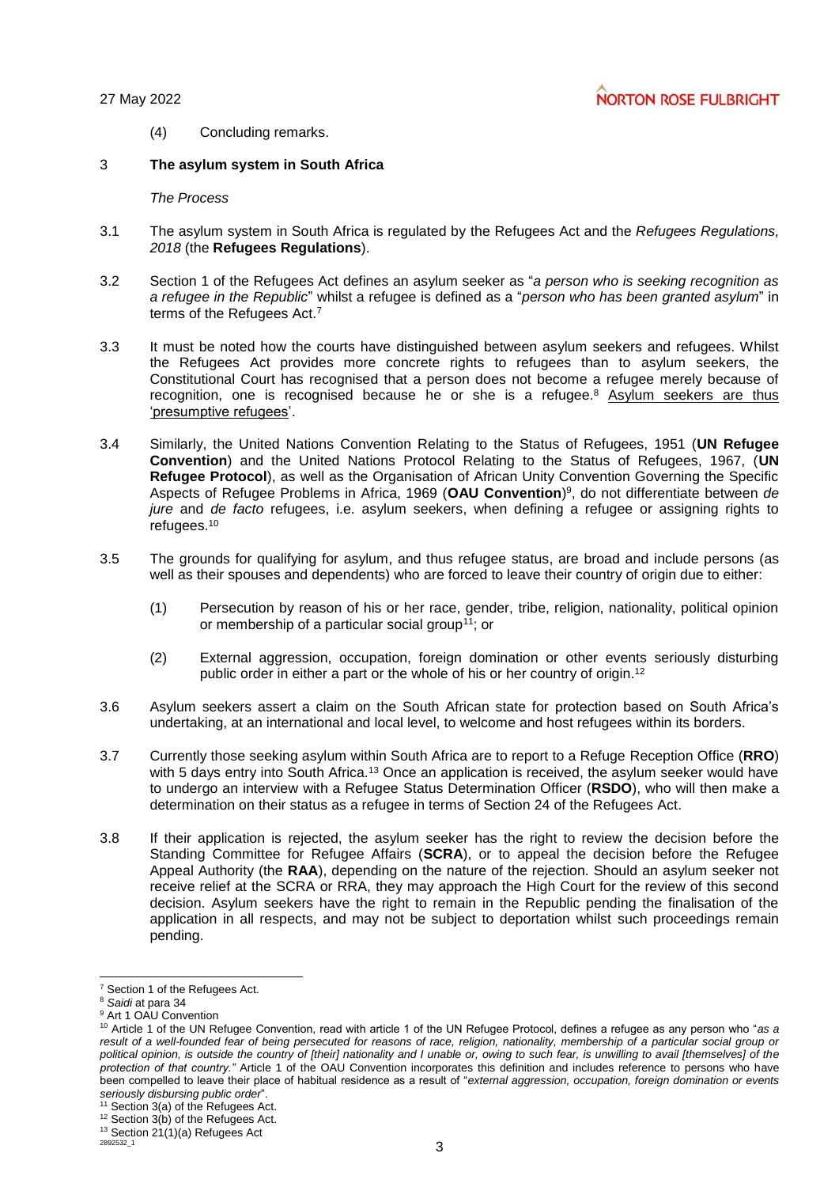(4) Concluding remarks.

## 3 The asylum system in South Africa

*The Process*

3.1 The asylum system in South Africa is regulated by the Refugees Act and the *Refugees Regulations, 2018* (the **Refugees Regulations**).

3.2 Section 1 of the Refugees Act defines an asylum seeker as "*a person who is seeking recognition as a refugee in the Republic*" whilst a refugee is defined as a "*person who has been granted asylum*" in terms of the Refugees Act.[7]

3.3 It must be noted how the courts have distinguished between asylum seekers and refugees. Whilst the Refugees Act provides more concrete rights to refugees than to asylum seekers, the Constitutional Court has recognised that a person does not become a refugee merely because of recognition, one is recognised because he or she is a refugee.[8] <u>Asylum seekers are thus 'presumptive refugees'</u>.

3.4 Similarly, the United Nations Convention Relating to the Status of Refugees, 1951 (**UN Refugee Convention**) and the United Nations Protocol Relating to the Status of Refugees, 1967, (**UN Refugee Protocol**), as well as the Organisation of African Unity Convention Governing the Specific Aspects of Refugee Problems in Africa, 1969 (**OAU Convention**)[9], do not differentiate between *de jure* and *de facto* refugees, i.e. asylum seekers, when defining a refugee or assigning rights to refugees.[10]

3.5 The grounds for qualifying for asylum, and thus refugee status, are broad and include persons (as well as their spouses and dependents) who are forced to leave their country of origin due to either:

(1) Persecution by reason of his or her race, gender, tribe, religion, nationality, political opinion or membership of a particular social group[11]; or

(2) External aggression, occupation, foreign domination or other events seriously disturbing public order in either a part or the whole of his or her country of origin.[12]

3.6 Asylum seekers assert a claim on the South African state for protection based on South Africa's undertaking, at an international and local level, to welcome and host refugees within its borders.

3.7 Currently those seeking asylum within South Africa are to report to a Refuge Reception Office (**RRO**) with 5 days entry into South Africa.[13] Once an application is received, the asylum seeker would have to undergo an interview with a Refugee Status Determination Officer (**RSDO**), who will then make a determination on their status as a refugee in terms of Section 24 of the Refugees Act.

3.8 If their application is rejected, the asylum seeker has the right to review the decision before the Standing Committee for Refugee Affairs (**SCRA**), or to appeal the decision before the Refugee Appeal Authority (the **RAA**), depending on the nature of the rejection. Should an asylum seeker not receive relief at the SCRA or RRA, they may approach the High Court for the review of this second decision. Asylum seekers have the right to remain in the Republic pending the finalisation of the application in all respects, and may not be subject to deportation whilst such proceedings remain pending.

---

[7] Section 1 of the Refugees Act.

[8] *Saidi* at para 34

[9] Art 1 OAU Convention

[10] Article 1 of the UN Refugee Convention, read with article 1 of the UN Refugee Protocol, defines a refugee as any person who "*as a result of a well-founded fear of being persecuted for reasons of race, religion, nationality, membership of a particular social group or political opinion, is outside the country of [their] nationality and I unable or, owing to such fear, is unwilling to avail [themselves] of the protection of that country."* Article 1 of the OAU Convention incorporates this definition and includes reference to persons who have been compelled to leave their place of habitual residence as a result of "*external aggression, occupation, foreign domination or events seriously disbursing public order*".

[11] Section 3(a) of the Refugees Act.

[12] Section 3(b) of the Refugees Act.

[13] Section 21(1)(a) Refugees Act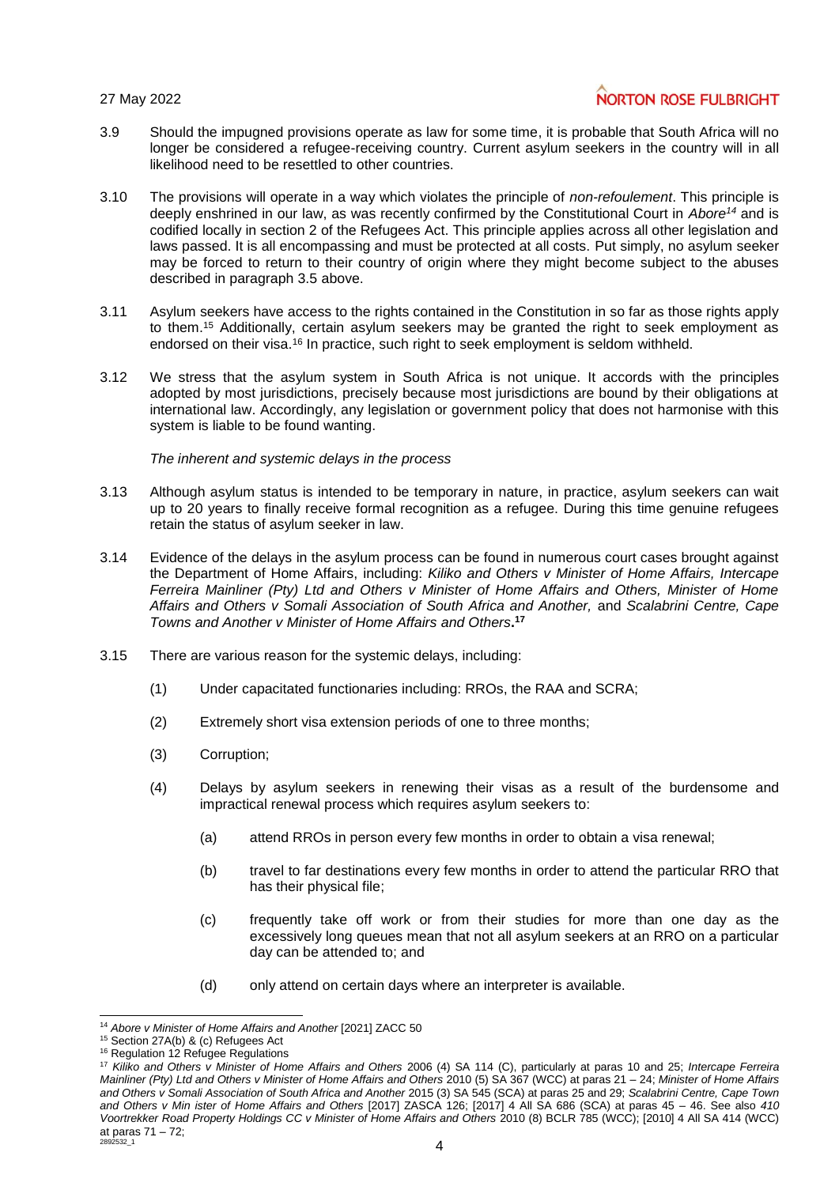3.9 Should the impugned provisions operate as law for some time, it is probable that South Africa will no longer be considered a refugee-receiving country. Current asylum seekers in the country will in all likelihood need to be resettled to other countries.

3.10 The provisions will operate in a way which violates the principle of *non-refoulement*. This principle is deeply enshrined in our law, as was recently confirmed by the Constitutional Court in *Abore*[14] and is codified locally in section 2 of the Refugees Act. This principle applies across all other legislation and laws passed. It is all encompassing and must be protected at all costs. Put simply, no asylum seeker may be forced to return to their country of origin where they might become subject to the abuses described in paragraph 3.5 above.

3.11 Asylum seekers have access to the rights contained in the Constitution in so far as those rights apply to them.[15] Additionally, certain asylum seekers may be granted the right to seek employment as endorsed on their visa.[16] In practice, such right to seek employment is seldom withheld.

3.12 We stress that the asylum system in South Africa is not unique. It accords with the principles adopted by most jurisdictions, precisely because most jurisdictions are bound by their obligations at international law. Accordingly, any legislation or government policy that does not harmonise with this system is liable to be found wanting.

*The inherent and systemic delays in the process*

3.13 Although asylum status is intended to be temporary in nature, in practice, asylum seekers can wait up to 20 years to finally receive formal recognition as a refugee. During this time genuine refugees retain the status of asylum seeker in law.

3.14 Evidence of the delays in the asylum process can be found in numerous court cases brought against the Department of Home Affairs, including: *Kiliko and Others v Minister of Home Affairs, Intercape Ferreira Mainliner (Pty) Ltd and Others v Minister of Home Affairs and Others, Minister of Home Affairs and Others v Somali Association of South Africa and Another,* and *Scalabrini Centre, Cape Towns and Another v Minister of Home Affairs and Others*.[17]

3.15 There are various reason for the systemic delays, including:

(1) Under capacitated functionaries including: RROs, the RAA and SCRA;

(2) Extremely short visa extension periods of one to three months;

(3) Corruption;

(4) Delays by asylum seekers in renewing their visas as a result of the burdensome and impractical renewal process which requires asylum seekers to:

(a) attend RROs in person every few months in order to obtain a visa renewal;

(b) travel to far destinations every few months in order to attend the particular RRO that has their physical file;

(c) frequently take off work or from their studies for more than one day as the excessively long queues mean that not all asylum seekers at an RRO on a particular day can be attended to; and

(d) only attend on certain days where an interpreter is available.

---

[14] *Abore v Minister of Home Affairs and Another* [2021] ZACC 50

[15] Section 27A(b) & (c) Refugees Act

[16] Regulation 12 Refugee Regulations

[17] *Kiliko and Others v Minister of Home Affairs and Others* 2006 (4) SA 114 (C), particularly at paras 10 and 25; *Intercape Ferreira Mainliner (Pty) Ltd and Others v Minister of Home Affairs and Others* 2010 (5) SA 367 (WCC) at paras 21 – 24; *Minister of Home Affairs and Others v Somali Association of South Africa and Another* 2015 (3) SA 545 (SCA) at paras 25 and 29; *Scalabrini Centre, Cape Town and Others v Min ister of Home Affairs and Others* [2017] ZASCA 126; [2017] 4 All SA 686 (SCA) at paras 45 – 46. See also *410 Voortrekker Road Property Holdings CC v Minister of Home Affairs and Others* 2010 (8) BCLR 785 (WCC); [2010] 4 All SA 414 (WCC) at paras 71 – 72;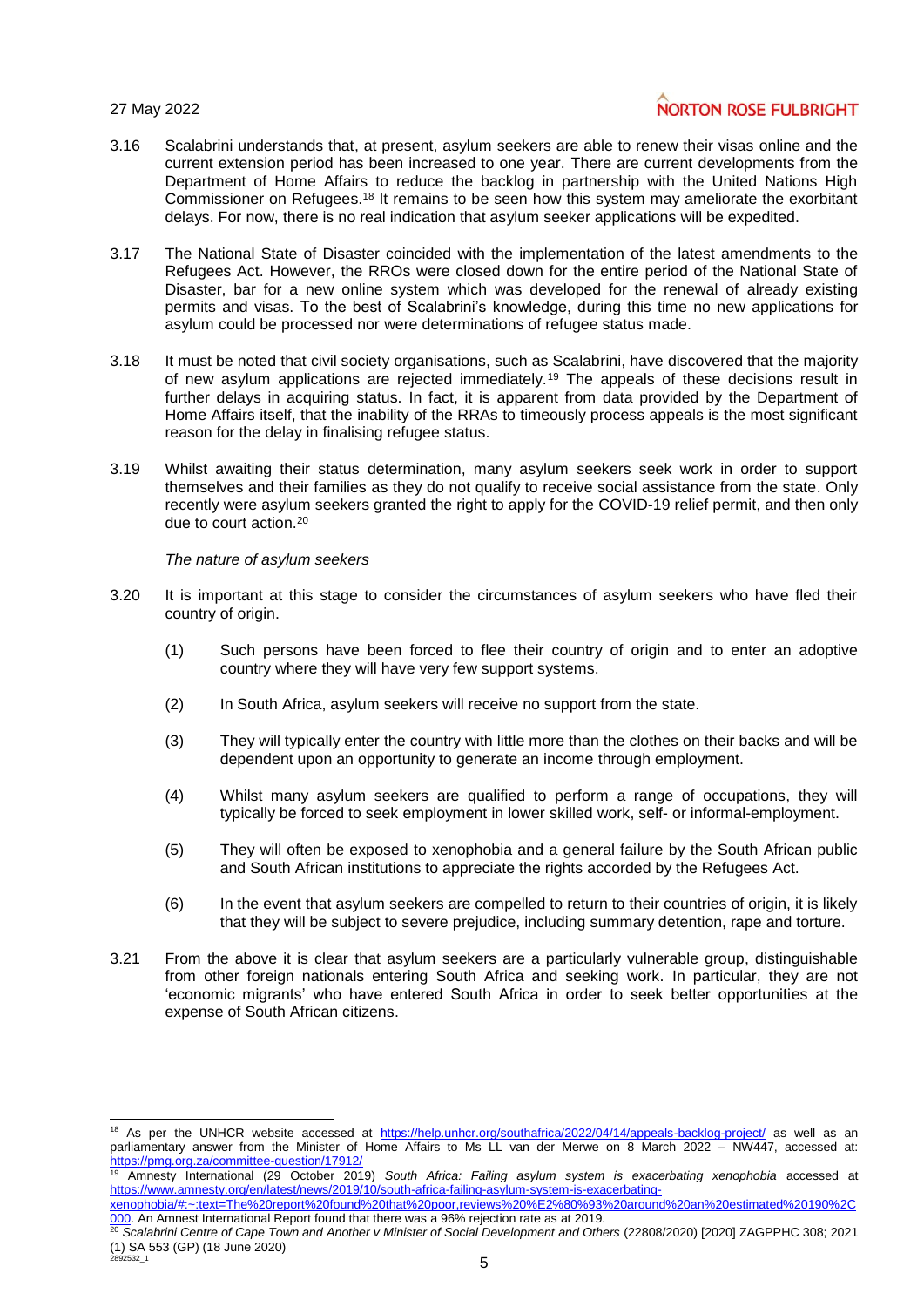3.16 Scalabrini understands that, at present, asylum seekers are able to renew their visas online and the current extension period has been increased to one year. There are current developments from the Department of Home Affairs to reduce the backlog in partnership with the United Nations High Commissioner on Refugees.[18] It remains to be seen how this system may ameliorate the exorbitant delays. For now, there is no real indication that asylum seeker applications will be expedited.

3.17 The National State of Disaster coincided with the implementation of the latest amendments to the Refugees Act. However, the RROs were closed down for the entire period of the National State of Disaster, bar for a new online system which was developed for the renewal of already existing permits and visas. To the best of Scalabrini's knowledge, during this time no new applications for asylum could be processed nor were determinations of refugee status made.

3.18 It must be noted that civil society organisations, such as Scalabrini, have discovered that the majority of new asylum applications are rejected immediately.[19] The appeals of these decisions result in further delays in acquiring status. In fact, it is apparent from data provided by the Department of Home Affairs itself, that the inability of the RRAs to timeously process appeals is the most significant reason for the delay in finalising refugee status.

3.19 Whilst awaiting their status determination, many asylum seekers seek work in order to support themselves and their families as they do not qualify to receive social assistance from the state. Only recently were asylum seekers granted the right to apply for the COVID-19 relief permit, and then only due to court action.[20]

*The nature of asylum seekers*

3.20 It is important at this stage to consider the circumstances of asylum seekers who have fled their country of origin.

(1) Such persons have been forced to flee their country of origin and to enter an adoptive country where they will have very few support systems.

(2) In South Africa, asylum seekers will receive no support from the state.

(3) They will typically enter the country with little more than the clothes on their backs and will be dependent upon an opportunity to generate an income through employment.

(4) Whilst many asylum seekers are qualified to perform a range of occupations, they will typically be forced to seek employment in lower skilled work, self- or informal-employment.

(5) They will often be exposed to xenophobia and a general failure by the South African public and South African institutions to appreciate the rights accorded by the Refugees Act.

(6) In the event that asylum seekers are compelled to return to their countries of origin, it is likely that they will be subject to severe prejudice, including summary detention, rape and torture.

3.21 From the above it is clear that asylum seekers are a particularly vulnerable group, distinguishable from other foreign nationals entering South Africa and seeking work. In particular, they are not 'economic migrants' who have entered South Africa in order to seek better opportunities at the expense of South African citizens.

---

[18] As per the UNHCR website accessed at https://help.unhcr.org/southafrica/2022/04/14/appeals-backlog-project/ as well as an parliamentary answer from the Minister of Home Affairs to Ms LL van der Merwe on 8 March 2022 – NW447, accessed at: https://pmg.org.za/committee-question/17912/

[19] Amnesty International (29 October 2019) *South Africa: Failing asylum system is exacerbating xenophobia* accessed at https://www.amnesty.org/en/latest/news/2019/10/south-africa-failing-asylum-system-is-exacerbating-xenophobia/#:~:text=The%20report%20found%20that%20poor,reviews%20%E2%80%93%20around%20an%20estimated%20190%2C000. An Amnest International Report found that there was a 96% rejection rate as at 2019.

[20] *Scalabrini Centre of Cape Town and Another v Minister of Social Development and Others* (22808/2020) [2020] ZAGPPHC 308; 2021 (1) SA 553 (GP) (18 June 2020)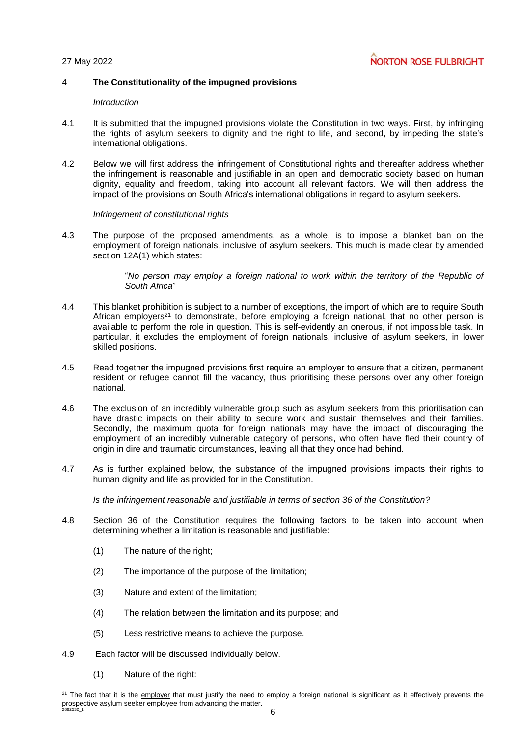## 4 The Constitutionality of the impugned provisions

*Introduction*

4.1 It is submitted that the impugned provisions violate the Constitution in two ways. First, by infringing the rights of asylum seekers to dignity and the right to life, and second, by impeding the state's international obligations.

4.2 Below we will first address the infringement of Constitutional rights and thereafter address whether the infringement is reasonable and justifiable in an open and democratic society based on human dignity, equality and freedom, taking into account all relevant factors. We will then address the impact of the provisions on South Africa's international obligations in regard to asylum seekers.

*Infringement of constitutional rights*

4.3 The purpose of the proposed amendments, as a whole, is to impose a blanket ban on the employment of foreign nationals, inclusive of asylum seekers. This much is made clear by amended section 12A(1) which states:

> "*No person may employ a foreign national to work within the territory of the Republic of South Africa*"

4.4 This blanket prohibition is subject to a number of exceptions, the import of which are to require South African employers[21] to demonstrate, before employing a foreign national, that <u>no other person</u> is available to perform the role in question. This is self-evidently an onerous, if not impossible task. In particular, it excludes the employment of foreign nationals, inclusive of asylum seekers, in lower skilled positions.

4.5 Read together the impugned provisions first require an employer to ensure that a citizen, permanent resident or refugee cannot fill the vacancy, thus prioritising these persons over any other foreign national.

4.6 The exclusion of an incredibly vulnerable group such as asylum seekers from this prioritisation can have drastic impacts on their ability to secure work and sustain themselves and their families. Secondly, the maximum quota for foreign nationals may have the impact of discouraging the employment of an incredibly vulnerable category of persons, who often have fled their country of origin in dire and traumatic circumstances, leaving all that they once had behind.

4.7 As is further explained below, the substance of the impugned provisions impacts their rights to human dignity and life as provided for in the Constitution.

*Is the infringement reasonable and justifiable in terms of section 36 of the Constitution?*

4.8 Section 36 of the Constitution requires the following factors to be taken into account when determining whether a limitation is reasonable and justifiable:

(1) The nature of the right;

(2) The importance of the purpose of the limitation;

(3) Nature and extent of the limitation;

(4) The relation between the limitation and its purpose; and

(5) Less restrictive means to achieve the purpose.

4.9 Each factor will be discussed individually below.

(1) Nature of the right:

---

[21] The fact that it is the <u>employer</u> that must justify the need to employ a foreign national is significant as it effectively prevents the prospective asylum seeker employee from advancing the matter.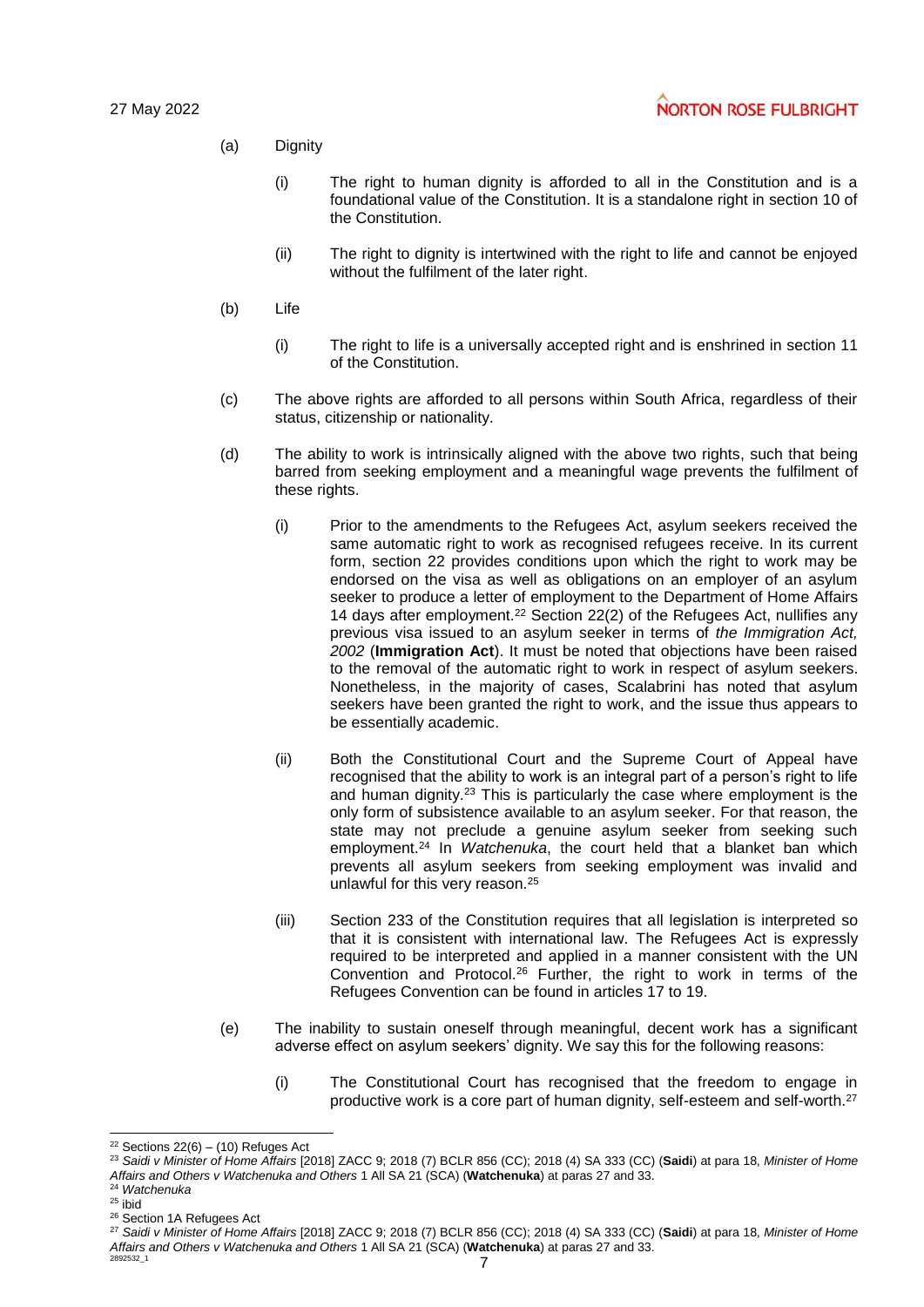(a) Dignity

(i) The right to human dignity is afforded to all in the Constitution and is a foundational value of the Constitution. It is a standalone right in section 10 of the Constitution.

(ii) The right to dignity is intertwined with the right to life and cannot be enjoyed without the fulfilment of the later right.

(b) Life

(i) The right to life is a universally accepted right and is enshrined in section 11 of the Constitution.

(c) The above rights are afforded to all persons within South Africa, regardless of their status, citizenship or nationality.

(d) The ability to work is intrinsically aligned with the above two rights, such that being barred from seeking employment and a meaningful wage prevents the fulfilment of these rights.

(i) Prior to the amendments to the Refugees Act, asylum seekers received the same automatic right to work as recognised refugees receive. In its current form, section 22 provides conditions upon which the right to work may be endorsed on the visa as well as obligations on an employer of an asylum seeker to produce a letter of employment to the Department of Home Affairs 14 days after employment.[22] Section 22(2) of the Refugees Act, nullifies any previous visa issued to an asylum seeker in terms of *the Immigration Act, 2002* (**Immigration Act**). It must be noted that objections have been raised to the removal of the automatic right to work in respect of asylum seekers. Nonetheless, in the majority of cases, Scalabrini has noted that asylum seekers have been granted the right to work, and the issue thus appears to be essentially academic.

(ii) Both the Constitutional Court and the Supreme Court of Appeal have recognised that the ability to work is an integral part of a person's right to life and human dignity.[23] This is particularly the case where employment is the only form of subsistence available to an asylum seeker. For that reason, the state may not preclude a genuine asylum seeker from seeking such employment.[24] In *Watchenuka*, the court held that a blanket ban which prevents all asylum seekers from seeking employment was invalid and unlawful for this very reason.[25]

(iii) Section 233 of the Constitution requires that all legislation is interpreted so that it is consistent with international law. The Refugees Act is expressly required to be interpreted and applied in a manner consistent with the UN Convention and Protocol.[26] Further, the right to work in terms of the Refugees Convention can be found in articles 17 to 19.

(e) The inability to sustain oneself through meaningful, decent work has a significant adverse effect on asylum seekers' dignity. We say this for the following reasons:

(i) The Constitutional Court has recognised that the freedom to engage in productive work is a core part of human dignity, self-esteem and self-worth.[27]

---

[22] Sections 22(6) – (10) Refuges Act

[23] *Saidi v Minister of Home Affairs* [2018] ZACC 9; 2018 (7) BCLR 856 (CC); 2018 (4) SA 333 (CC) (**Saidi**) at para 18, *Minister of Home Affairs and Others v Watchenuka and Others* 1 All SA 21 (SCA) (**Watchenuka**) at paras 27 and 33.

[24] *Watchenuka*

[25] ibid

[26] Section 1A Refugees Act

[27] *Saidi v Minister of Home Affairs* [2018] ZACC 9; 2018 (7) BCLR 856 (CC); 2018 (4) SA 333 (CC) (**Saidi**) at para 18, *Minister of Home Affairs and Others v Watchenuka and Others* 1 All SA 21 (SCA) (**Watchenuka**) at paras 27 and 33.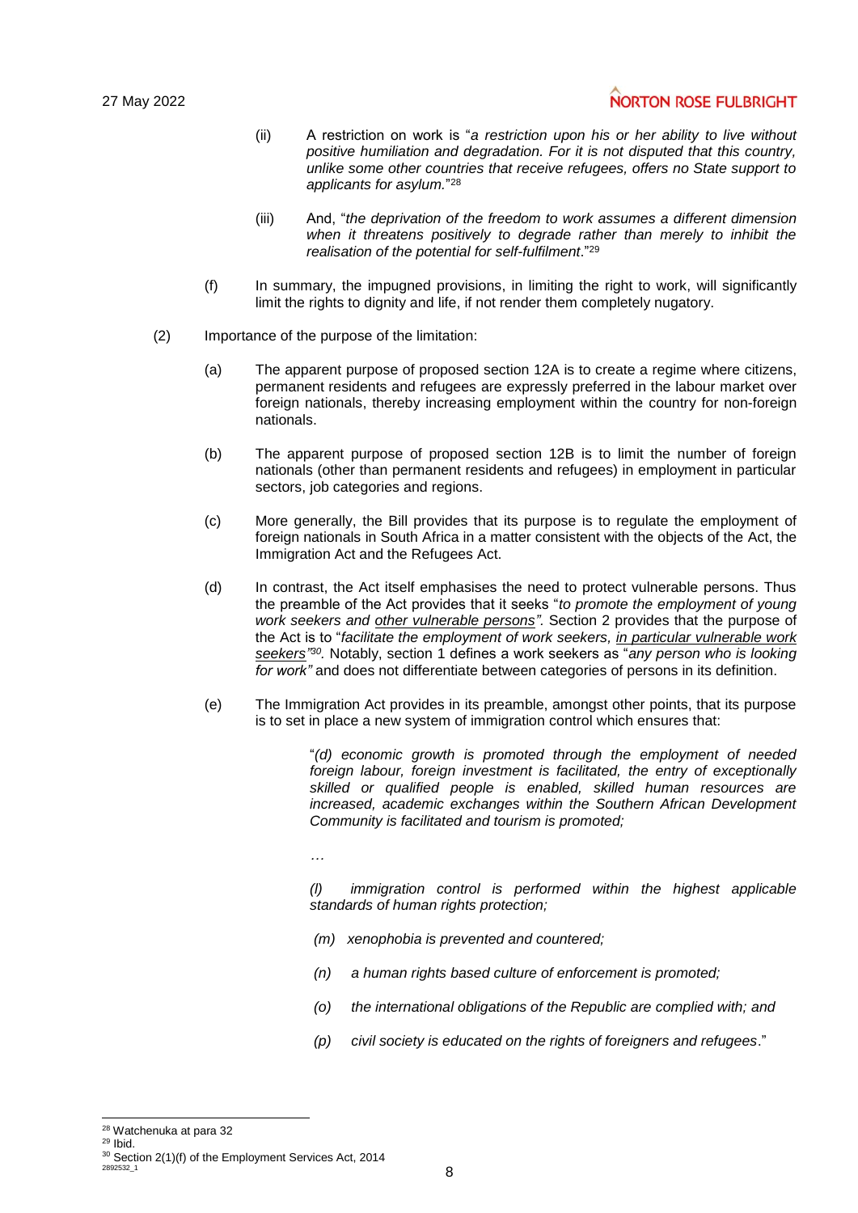(ii) A restriction on work is "*a restriction upon his or her ability to live without positive humiliation and degradation. For it is not disputed that this country, unlike some other countries that receive refugees, offers no State support to applicants for asylum.*"[28]

(iii) And, "*the deprivation of the freedom to work assumes a different dimension when it threatens positively to degrade rather than merely to inhibit the realisation of the potential for self-fulfilment*."[29]

(f) In summary, the impugned provisions, in limiting the right to work, will significantly limit the rights to dignity and life, if not render them completely nugatory.

(2) Importance of the purpose of the limitation:

(a) The apparent purpose of proposed section 12A is to create a regime where citizens, permanent residents and refugees are expressly preferred in the labour market over foreign nationals, thereby increasing employment within the country for non-foreign nationals.

(b) The apparent purpose of proposed section 12B is to limit the number of foreign nationals (other than permanent residents and refugees) in employment in particular sectors, job categories and regions.

(c) More generally, the Bill provides that its purpose is to regulate the employment of foreign nationals in South Africa in a matter consistent with the objects of the Act, the Immigration Act and the Refugees Act.

(d) In contrast, the Act itself emphasises the need to protect vulnerable persons. Thus the preamble of the Act provides that it seeks "*to promote the employment of young work seekers and <u>other vulnerable persons</u>".* Section 2 provides that the purpose of the Act is to "*facilitate the employment of work seekers, <u>in particular vulnerable work seekers</u>"*[30]*.* Notably, section 1 defines a work seekers as "*any person who is looking for work"* and does not differentiate between categories of persons in its definition.

(e) The Immigration Act provides in its preamble, amongst other points, that its purpose is to set in place a new system of immigration control which ensures that:

> "*(d) economic growth is promoted through the employment of needed foreign labour, foreign investment is facilitated, the entry of exceptionally skilled or qualified people is enabled, skilled human resources are increased, academic exchanges within the Southern African Development Community is facilitated and tourism is promoted;*
>
> …
>
> *(l) immigration control is performed within the highest applicable standards of human rights protection;*
>
> *(m) xenophobia is prevented and countered;*
>
> *(n) a human rights based culture of enforcement is promoted;*
>
> *(o) the international obligations of the Republic are complied with; and*
>
> *(p) civil society is educated on the rights of foreigners and refugees*."

---

[28] Watchenuka at para 32

[29] Ibid.

[30] Section 2(1)(f) of the Employment Services Act, 2014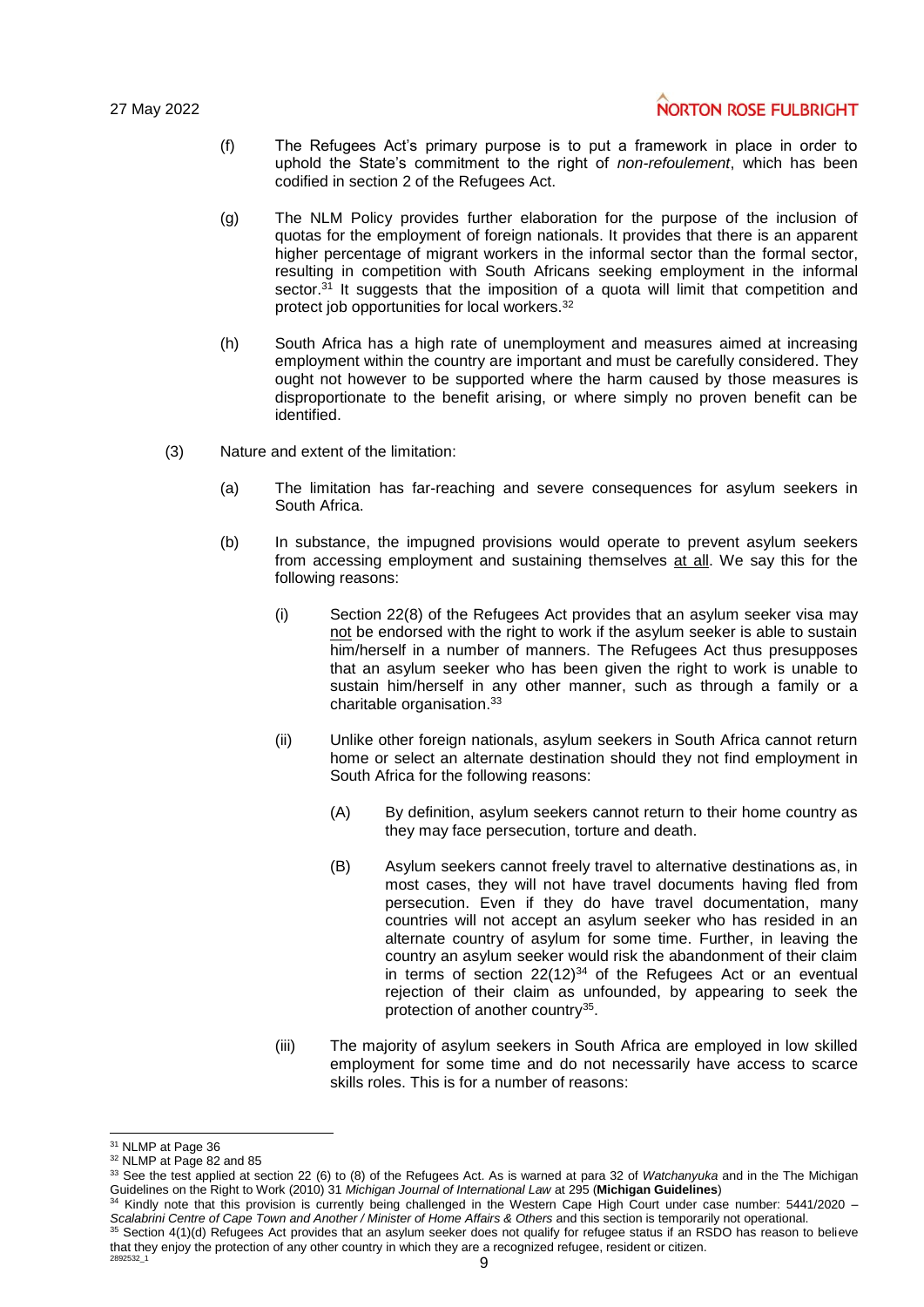(f) The Refugees Act's primary purpose is to put a framework in place in order to uphold the State's commitment to the right of *non-refoulement*, which has been codified in section 2 of the Refugees Act.

(g) The NLM Policy provides further elaboration for the purpose of the inclusion of quotas for the employment of foreign nationals. It provides that there is an apparent higher percentage of migrant workers in the informal sector than the formal sector, resulting in competition with South Africans seeking employment in the informal sector.[31] It suggests that the imposition of a quota will limit that competition and protect job opportunities for local workers.[32]

(h) South Africa has a high rate of unemployment and measures aimed at increasing employment within the country are important and must be carefully considered. They ought not however to be supported where the harm caused by those measures is disproportionate to the benefit arising, or where simply no proven benefit can be identified.

(3) Nature and extent of the limitation:

(a) The limitation has far-reaching and severe consequences for asylum seekers in South Africa.

(b) In substance, the impugned provisions would operate to prevent asylum seekers from accessing employment and sustaining themselves at all. We say this for the following reasons:

(i) Section 22(8) of the Refugees Act provides that an asylum seeker visa may not be endorsed with the right to work if the asylum seeker is able to sustain him/herself in a number of manners. The Refugees Act thus presupposes that an asylum seeker who has been given the right to work is unable to sustain him/herself in any other manner, such as through a family or a charitable organisation.[33]

(ii) Unlike other foreign nationals, asylum seekers in South Africa cannot return home or select an alternate destination should they not find employment in South Africa for the following reasons:

(A) By definition, asylum seekers cannot return to their home country as they may face persecution, torture and death.

(B) Asylum seekers cannot freely travel to alternative destinations as, in most cases, they will not have travel documents having fled from persecution. Even if they do have travel documentation, many countries will not accept an asylum seeker who has resided in an alternate country of asylum for some time. Further, in leaving the country an asylum seeker would risk the abandonment of their claim in terms of section 22(12)[34] of the Refugees Act or an eventual rejection of their claim as unfounded, by appearing to seek the protection of another country[35].

(iii) The majority of asylum seekers in South Africa are employed in low skilled employment for some time and do not necessarily have access to scarce skills roles. This is for a number of reasons:

---

[31] NLMP at Page 36

[32] NLMP at Page 82 and 85

[33] See the test applied at section 22 (6) to (8) of the Refugees Act. As is warned at para 32 of *Watchanyuka* and in the The Michigan Guidelines on the Right to Work (2010) 31 *Michigan Journal of International Law* at 295 (**Michigan Guidelines**)

[34] Kindly note that this provision is currently being challenged in the Western Cape High Court under case number: 5441/2020 – *Scalabrini Centre of Cape Town and Another / Minister of Home Affairs & Others* and this section is temporarily not operational.

[35] Section 4(1)(d) Refugees Act provides that an asylum seeker does not qualify for refugee status if an RSDO has reason to believe that they enjoy the protection of any other country in which they are a recognized refugee, resident or citizen.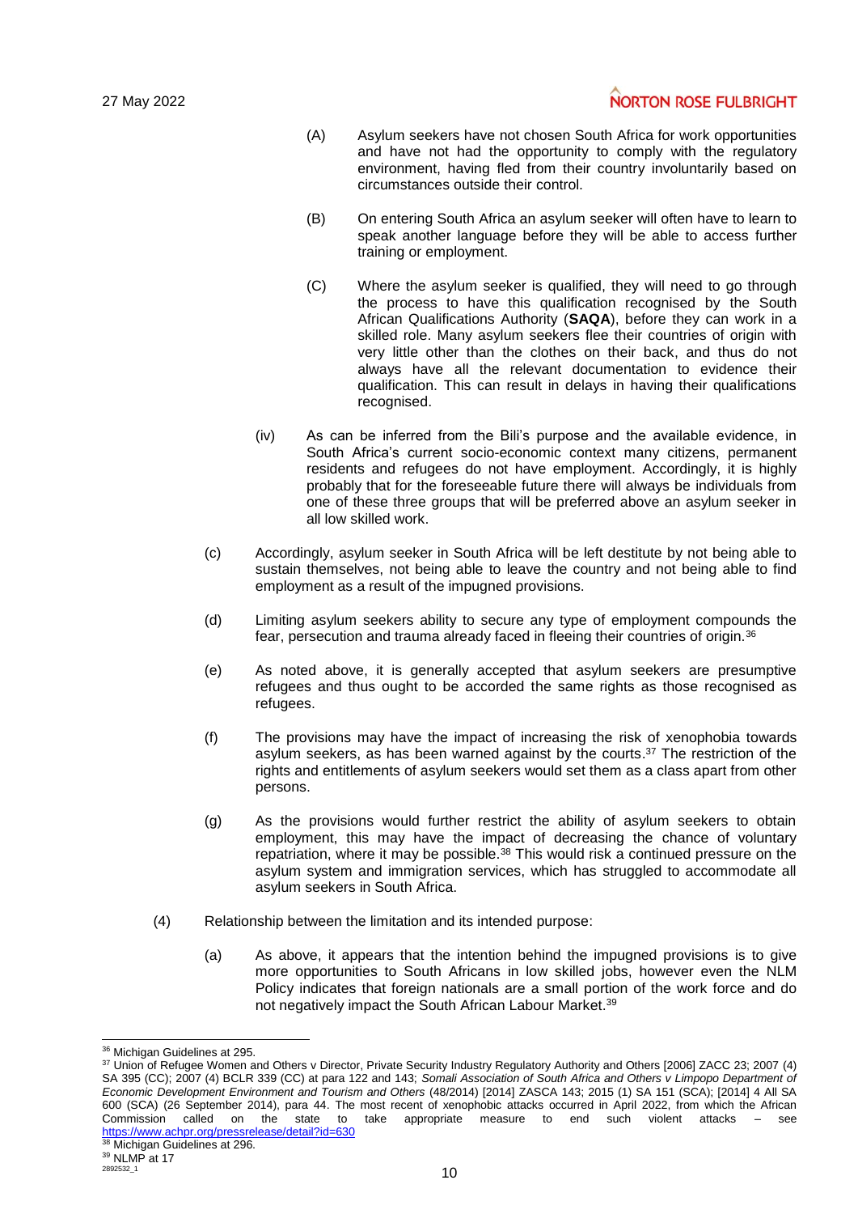(A) Asylum seekers have not chosen South Africa for work opportunities and have not had the opportunity to comply with the regulatory environment, having fled from their country involuntarily based on circumstances outside their control.

(B) On entering South Africa an asylum seeker will often have to learn to speak another language before they will be able to access further training or employment.

(C) Where the asylum seeker is qualified, they will need to go through the process to have this qualification recognised by the South African Qualifications Authority (**SAQA**), before they can work in a skilled role. Many asylum seekers flee their countries of origin with very little other than the clothes on their back, and thus do not always have all the relevant documentation to evidence their qualification. This can result in delays in having their qualifications recognised.

(iv) As can be inferred from the Bili's purpose and the available evidence, in South Africa's current socio-economic context many citizens, permanent residents and refugees do not have employment. Accordingly, it is highly probably that for the foreseeable future there will always be individuals from one of these three groups that will be preferred above an asylum seeker in all low skilled work.

(c) Accordingly, asylum seeker in South Africa will be left destitute by not being able to sustain themselves, not being able to leave the country and not being able to find employment as a result of the impugned provisions.

(d) Limiting asylum seekers ability to secure any type of employment compounds the fear, persecution and trauma already faced in fleeing their countries of origin.[36]

(e) As noted above, it is generally accepted that asylum seekers are presumptive refugees and thus ought to be accorded the same rights as those recognised as refugees.

(f) The provisions may have the impact of increasing the risk of xenophobia towards asylum seekers, as has been warned against by the courts.[37] The restriction of the rights and entitlements of asylum seekers would set them as a class apart from other persons.

(g) As the provisions would further restrict the ability of asylum seekers to obtain employment, this may have the impact of decreasing the chance of voluntary repatriation, where it may be possible.[38] This would risk a continued pressure on the asylum system and immigration services, which has struggled to accommodate all asylum seekers in South Africa.

(4) Relationship between the limitation and its intended purpose:

(a) As above, it appears that the intention behind the impugned provisions is to give more opportunities to South Africans in low skilled jobs, however even the NLM Policy indicates that foreign nationals are a small portion of the work force and do not negatively impact the South African Labour Market.[39]

---

[36] Michigan Guidelines at 295.

[37] Union of Refugee Women and Others v Director, Private Security Industry Regulatory Authority and Others [2006] ZACC 23; 2007 (4) SA 395 (CC); 2007 (4) BCLR 339 (CC) at para 122 and 143; *Somali Association of South Africa and Others v Limpopo Department of Economic Development Environment and Tourism and Others* (48/2014) [2014] ZASCA 143; 2015 (1) SA 151 (SCA); [2014] 4 All SA 600 (SCA) (26 September 2014), para 44. The most recent of xenophobic attacks occurred in April 2022, from which the African Commission called on the state to take appropriate measure to end such violent attacks – see https://www.achpr.org/pressrelease/detail?id=630

[38] Michigan Guidelines at 296.

[39] NLMP at 17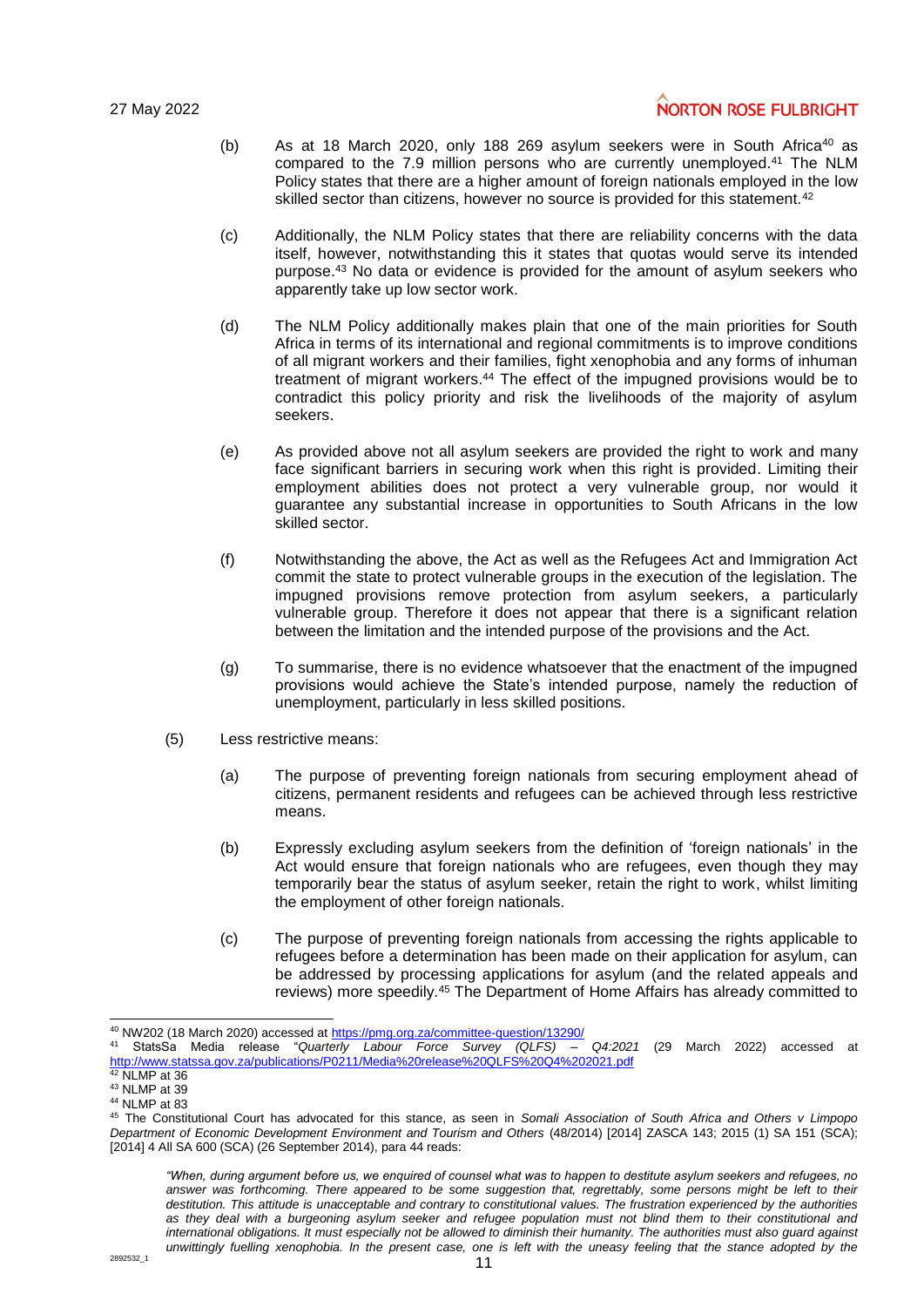(b) As at 18 March 2020, only 188 269 asylum seekers were in South Africa[40] as compared to the 7.9 million persons who are currently unemployed.[41] The NLM Policy states that there are a higher amount of foreign nationals employed in the low skilled sector than citizens, however no source is provided for this statement.[42]

(c) Additionally, the NLM Policy states that there are reliability concerns with the data itself, however, notwithstanding this it states that quotas would serve its intended purpose.[43] No data or evidence is provided for the amount of asylum seekers who apparently take up low sector work.

(d) The NLM Policy additionally makes plain that one of the main priorities for South Africa in terms of its international and regional commitments is to improve conditions of all migrant workers and their families, fight xenophobia and any forms of inhuman treatment of migrant workers.[44] The effect of the impugned provisions would be to contradict this policy priority and risk the livelihoods of the majority of asylum seekers.

(e) As provided above not all asylum seekers are provided the right to work and many face significant barriers in securing work when this right is provided. Limiting their employment abilities does not protect a very vulnerable group, nor would it guarantee any substantial increase in opportunities to South Africans in the low skilled sector.

(f) Notwithstanding the above, the Act as well as the Refugees Act and Immigration Act commit the state to protect vulnerable groups in the execution of the legislation. The impugned provisions remove protection from asylum seekers, a particularly vulnerable group. Therefore it does not appear that there is a significant relation between the limitation and the intended purpose of the provisions and the Act.

(g) To summarise, there is no evidence whatsoever that the enactment of the impugned provisions would achieve the State's intended purpose, namely the reduction of unemployment, particularly in less skilled positions.

(5) Less restrictive means:

(a) The purpose of preventing foreign nationals from securing employment ahead of citizens, permanent residents and refugees can be achieved through less restrictive means.

(b) Expressly excluding asylum seekers from the definition of 'foreign nationals' in the Act would ensure that foreign nationals who are refugees, even though they may temporarily bear the status of asylum seeker, retain the right to work, whilst limiting the employment of other foreign nationals.

(c) The purpose of preventing foreign nationals from accessing the rights applicable to refugees before a determination has been made on their application for asylum, can be addressed by processing applications for asylum (and the related appeals and reviews) more speedily.[45] The Department of Home Affairs has already committed to

---

[40] NW202 (18 March 2020) accessed at https://pmg.org.za/committee-question/13290/

[41] StatsSa Media release "*Quarterly Labour Force Survey (QLFS) – Q4:2021* (29 March 2022) accessed at http://www.statssa.gov.za/publications/P0211/Media%20release%20QLFS%20Q4%202021.pdf

[42] NLMP at 36

[43] NLMP at 39

[44] NLMP at 83

[45] The Constitutional Court has advocated for this stance, as seen in *Somali Association of South Africa and Others v Limpopo Department of Economic Development Environment and Tourism and Others* (48/2014) [2014] ZASCA 143; 2015 (1) SA 151 (SCA); [2014] 4 All SA 600 (SCA) (26 September 2014), para 44 reads:

> *"When, during argument before us, we enquired of counsel what was to happen to destitute asylum seekers and refugees, no answer was forthcoming. There appeared to be some suggestion that, regrettably, some persons might be left to their destitution. This attitude is unacceptable and contrary to constitutional values. The frustration experienced by the authorities as they deal with a burgeoning asylum seeker and refugee population must not blind them to their constitutional and international obligations. It must especially not be allowed to diminish their humanity. The authorities must also guard against unwittingly fuelling xenophobia. In the present case, one is left with the uneasy feeling that the stance adopted by the*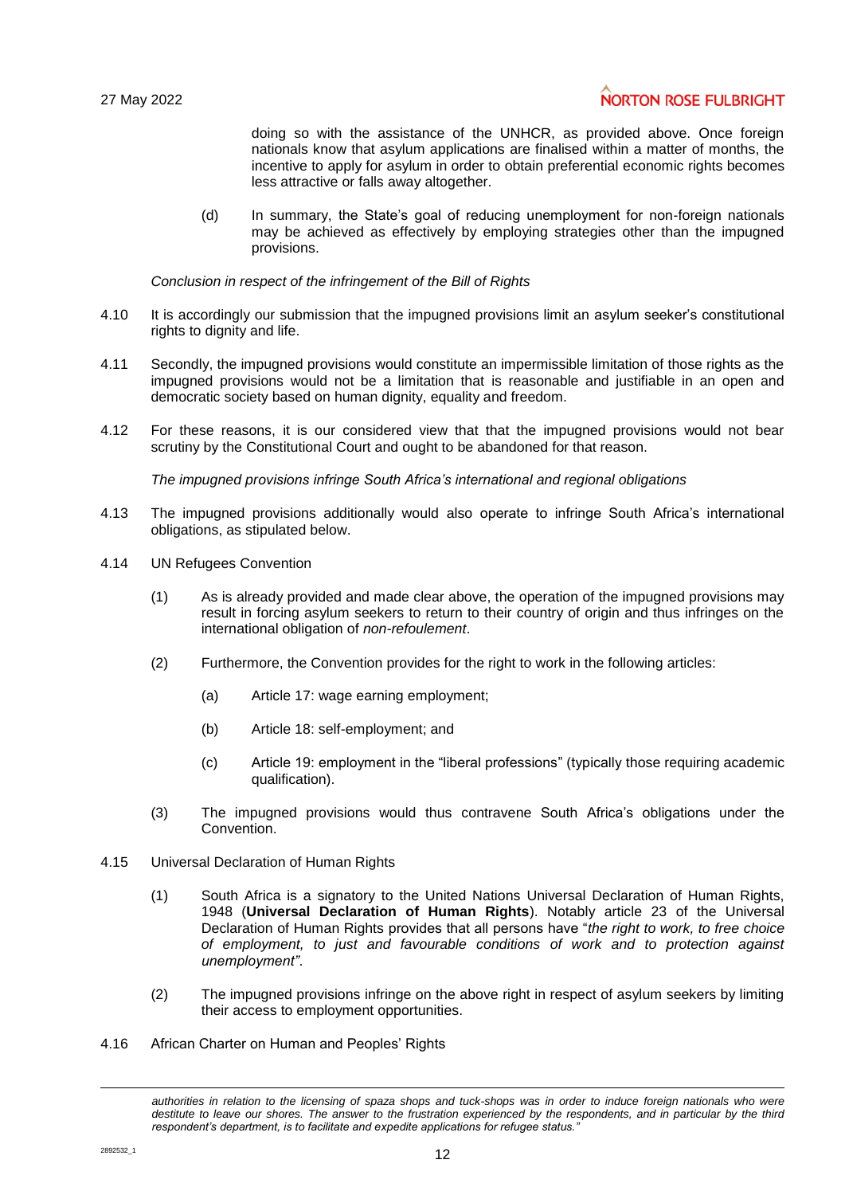doing so with the assistance of the UNHCR, as provided above. Once foreign nationals know that asylum applications are finalised within a matter of months, the incentive to apply for asylum in order to obtain preferential economic rights becomes less attractive or falls away altogether.

(d) In summary, the State's goal of reducing unemployment for non-foreign nationals may be achieved as effectively by employing strategies other than the impugned provisions.

*Conclusion in respect of the infringement of the Bill of Rights*

4.10 It is accordingly our submission that the impugned provisions limit an asylum seeker's constitutional rights to dignity and life.

4.11 Secondly, the impugned provisions would constitute an impermissible limitation of those rights as the impugned provisions would not be a limitation that is reasonable and justifiable in an open and democratic society based on human dignity, equality and freedom.

4.12 For these reasons, it is our considered view that that the impugned provisions would not bear scrutiny by the Constitutional Court and ought to be abandoned for that reason.

*The impugned provisions infringe South Africa's international and regional obligations*

4.13 The impugned provisions additionally would also operate to infringe South Africa's international obligations, as stipulated below.

4.14 UN Refugees Convention

(1) As is already provided and made clear above, the operation of the impugned provisions may result in forcing asylum seekers to return to their country of origin and thus infringes on the international obligation of *non-refoulement*.

(2) Furthermore, the Convention provides for the right to work in the following articles:

(a) Article 17: wage earning employment;

(b) Article 18: self-employment; and

(c) Article 19: employment in the "liberal professions" (typically those requiring academic qualification).

(3) The impugned provisions would thus contravene South Africa's obligations under the Convention.

4.15 Universal Declaration of Human Rights

(1) South Africa is a signatory to the United Nations Universal Declaration of Human Rights, 1948 (**Universal Declaration of Human Rights**). Notably article 23 of the Universal Declaration of Human Rights provides that all persons have "*the right to work, to free choice of employment, to just and favourable conditions of work and to protection against unemployment"*.

(2) The impugned provisions infringe on the above right in respect of asylum seekers by limiting their access to employment opportunities.

4.16 African Charter on Human and Peoples' Rights

---

*authorities in relation to the licensing of spaza shops and tuck-shops was in order to induce foreign nationals who were destitute to leave our shores. The answer to the frustration experienced by the respondents, and in particular by the third respondent's department, is to facilitate and expedite applications for refugee status."*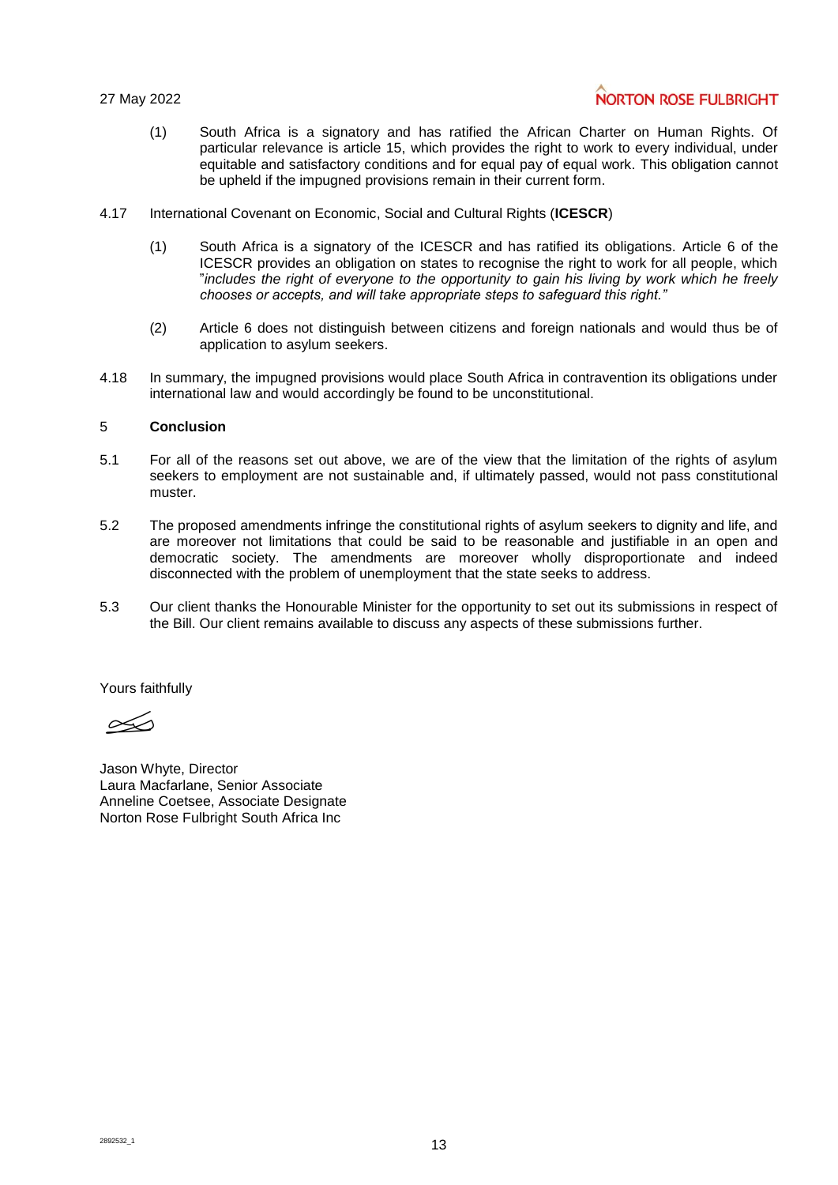(1) South Africa is a signatory and has ratified the African Charter on Human Rights. Of particular relevance is article 15, which provides the right to work to every individual, under equitable and satisfactory conditions and for equal pay of equal work. This obligation cannot be upheld if the impugned provisions remain in their current form.

4.17 International Covenant on Economic, Social and Cultural Rights (**ICESCR**)

(1) South Africa is a signatory of the ICESCR and has ratified its obligations. Article 6 of the ICESCR provides an obligation on states to recognise the right to work for all people, which "*includes the right of everyone to the opportunity to gain his living by work which he freely chooses or accepts, and will take appropriate steps to safeguard this right.*"

(2) Article 6 does not distinguish between citizens and foreign nationals and would thus be of application to asylum seekers.

4.18 In summary, the impugned provisions would place South Africa in contravention its obligations under international law and would accordingly be found to be unconstitutional.

## 5 Conclusion

5.1 For all of the reasons set out above, we are of the view that the limitation of the rights of asylum seekers to employment are not sustainable and, if ultimately passed, would not pass constitutional muster.

5.2 The proposed amendments infringe the constitutional rights of asylum seekers to dignity and life, and are moreover not limitations that could be said to be reasonable and justifiable in an open and democratic society. The amendments are moreover wholly disproportionate and indeed disconnected with the problem of unemployment that the state seeks to address.

5.3 Our client thanks the Honourable Minister for the opportunity to set out its submissions in respect of the Bill. Our client remains available to discuss any aspects of these submissions further.

Yours faithfully

Jason Whyte, Director
Laura Macfarlane, Senior Associate
Anneline Coetsee, Associate Designate
Norton Rose Fulbright South Africa Inc